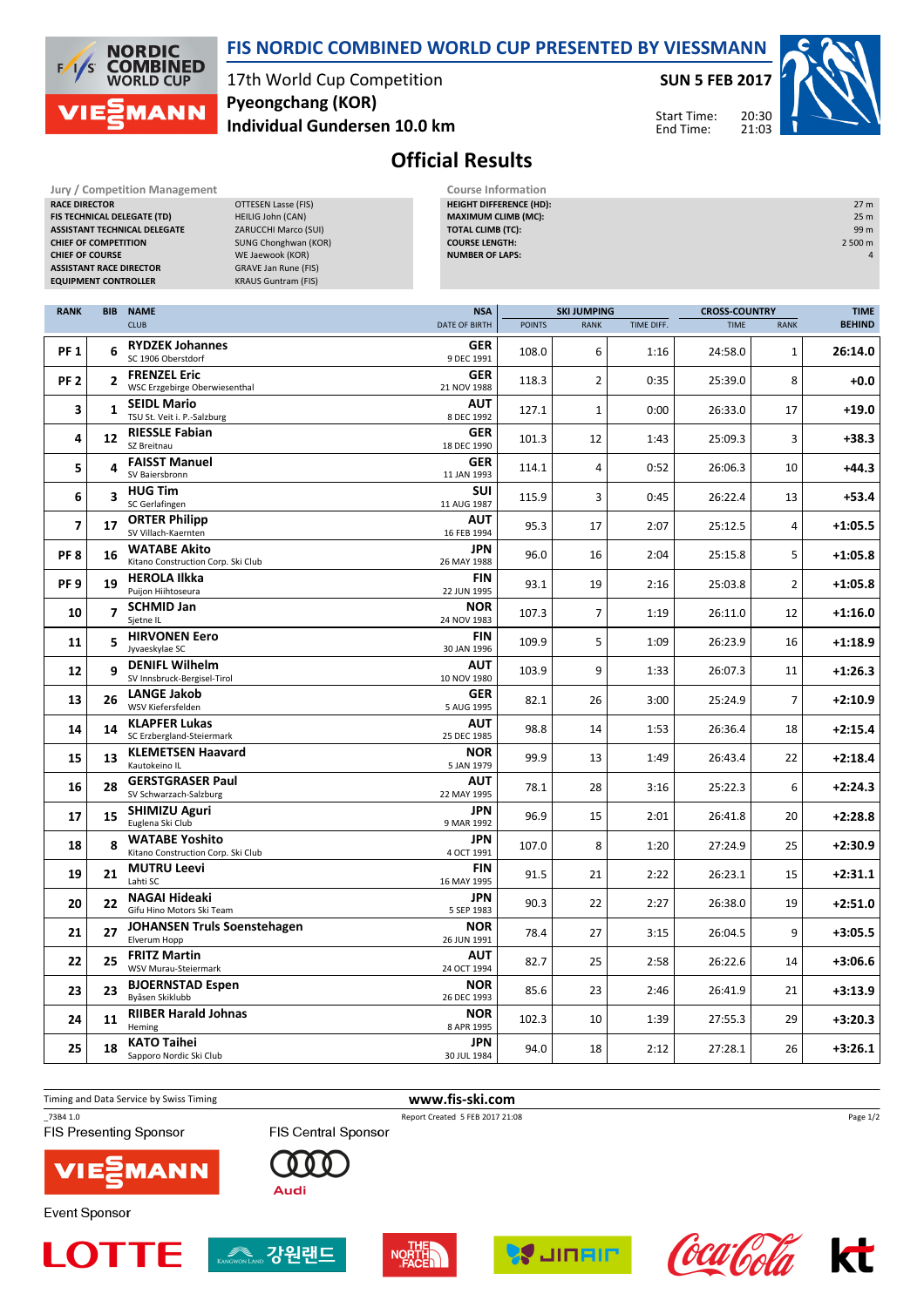# FIS NORDIC COMBINED WORLD CUP PRESENTED BY VIESSMANN

17th World Cup Competition
**Pyeongchang (KOR)**
**Individual Gundersen 10.0 km**

**SUN 5 FEB 2017**

Start Time: 20:30
End Time: 21:03

## Official Results

| Jury / Competition Management | |
|---|---|
| RACE DIRECTOR | OTTESEN Lasse (FIS) |
| FIS TECHNICAL DELEGATE (TD) | HEILIG John (CAN) |
| ASSISTANT TECHNICAL DELEGATE | ZARUCCHI Marco (SUI) |
| CHIEF OF COMPETITION | SUNG Chonghwan (KOR) |
| CHIEF OF COURSE | WE Jaewook (KOR) |
| ASSISTANT RACE DIRECTOR | GRAVE Jan Rune (FIS) |
| EQUIPMENT CONTROLLER | KRAUS Guntram (FIS) |

| Course Information | |
|---|---|
| HEIGHT DIFFERENCE (HD): | 27 m |
| MAXIMUM CLIMB (MC): | 25 m |
| TOTAL CLIMB (TC): | 99 m |
| COURSE LENGTH: | 2 500 m |
| NUMBER OF LAPS: | 4 |

| RANK | BIB | NAME / CLUB | NSA / DATE OF BIRTH | SKI JUMPING POINTS | SKI JUMPING RANK | SKI JUMPING TIME DIFF. | CROSS-COUNTRY TIME | CROSS-COUNTRY RANK | TIME BEHIND |
|---|---|---|---|---|---|---|---|---|---|
| PF 1 | 6 | **RYDZEK Johannes** SC 1906 Oberstdorf | GER 9 DEC 1991 | 108.0 | 6 | 1:16 | 24:58.0 | 1 | 26:14.0 |
| PF 2 | 2 | **FRENZEL Eric** WSC Erzgebirge Oberwiesenthal | GER 21 NOV 1988 | 118.3 | 2 | 0:35 | 25:39.0 | 8 | +0.0 |
| 3 | 1 | **SEIDL Mario** TSU St. Veit i. P.-Salzburg | AUT 8 DEC 1992 | 127.1 | 1 | 0:00 | 26:33.0 | 17 | +19.0 |
| 4 | 12 | **RIESSLE Fabian** SZ Breitnau | GER 18 DEC 1990 | 101.3 | 12 | 1:43 | 25:09.3 | 3 | +38.3 |
| 5 | 4 | **FAISST Manuel** SV Baiersbronn | GER 11 JAN 1993 | 114.1 | 4 | 0:52 | 26:06.3 | 10 | +44.3 |
| 6 | 3 | **HUG Tim** SC Gerlafingen | SUI 11 AUG 1987 | 115.9 | 3 | 0:45 | 26:22.4 | 13 | +53.4 |
| 7 | 17 | **ORTER Philipp** SV Villach-Kaernten | AUT 16 FEB 1994 | 95.3 | 17 | 2:07 | 25:12.5 | 4 | +1:05.5 |
| PF 8 | 16 | **WATABE Akito** Kitano Construction Corp. Ski Club | JPN 26 MAY 1988 | 96.0 | 16 | 2:04 | 25:15.8 | 5 | +1:05.8 |
| PF 9 | 19 | **HEROLA Ilkka** Puijon Hiihtoseura | FIN 22 JUN 1995 | 93.1 | 19 | 2:16 | 25:03.8 | 2 | +1:05.8 |
| 10 | 7 | **SCHMID Jan** Sjetne IL | NOR 24 NOV 1983 | 107.3 | 7 | 1:19 | 26:11.0 | 12 | +1:16.0 |
| 11 | 5 | **HIRVONEN Eero** Jyvaeskylae SC | FIN 30 JAN 1996 | 109.9 | 5 | 1:09 | 26:23.9 | 16 | +1:18.9 |
| 12 | 9 | **DENIFL Wilhelm** SV Innsbruck-Bergisel-Tirol | AUT 10 NOV 1980 | 103.9 | 9 | 1:33 | 26:07.3 | 11 | +1:26.3 |
| 13 | 26 | **LANGE Jakob** WSV Kiefersfelden | GER 5 AUG 1995 | 82.1 | 26 | 3:00 | 25:24.9 | 7 | +2:10.9 |
| 14 | 14 | **KLAPFER Lukas** SC Erzbergland-Steiermark | AUT 25 DEC 1985 | 98.8 | 14 | 1:53 | 26:36.4 | 18 | +2:15.4 |
| 15 | 13 | **KLEMETSEN Haavard** Kautokeino IL | NOR 5 JAN 1979 | 99.9 | 13 | 1:49 | 26:43.4 | 22 | +2:18.4 |
| 16 | 28 | **GERSTGRASER Paul** SV Schwarzach-Salzburg | AUT 22 MAY 1995 | 78.1 | 28 | 3:16 | 25:22.3 | 6 | +2:24.3 |
| 17 | 15 | **SHIMIZU Aguri** Euglena Ski Club | JPN 9 MAR 1992 | 96.9 | 15 | 2:01 | 26:41.8 | 20 | +2:28.8 |
| 18 | 8 | **WATABE Yoshito** Kitano Construction Corp. Ski Club | JPN 4 OCT 1991 | 107.0 | 8 | 1:20 | 27:24.9 | 25 | +2:30.9 |
| 19 | 21 | **MUTRU Leevi** Lahti SC | FIN 16 MAY 1995 | 91.5 | 21 | 2:22 | 26:23.1 | 15 | +2:31.1 |
| 20 | 22 | **NAGAI Hideaki** Gifu Hino Motors Ski Team | JPN 5 SEP 1983 | 90.3 | 22 | 2:27 | 26:38.0 | 19 | +2:51.0 |
| 21 | 27 | **JOHANSEN Truls Soenstehagen** Elverum Hopp | NOR 26 JUN 1991 | 78.4 | 27 | 3:15 | 26:04.5 | 9 | +3:05.5 |
| 22 | 25 | **FRITZ Martin** WSV Murau-Steiermark | AUT 24 OCT 1994 | 82.7 | 25 | 2:58 | 26:22.6 | 14 | +3:06.6 |
| 23 | 23 | **BJOERNSTAD Espen** Byåsen Skiklubb | NOR 26 DEC 1993 | 85.6 | 23 | 2:46 | 26:41.9 | 21 | +3:13.9 |
| 24 | 11 | **RIIBER Harald Johnas** Heming | NOR 8 APR 1995 | 102.3 | 10 | 1:39 | 27:55.3 | 29 | +3:20.3 |
| 25 | 18 | **KATO Taihei** Sapporo Nordic Ski Club | JPN 30 JUL 1984 | 94.0 | 18 | 2:12 | 27:28.1 | 26 | +3:26.1 |

Timing and Data Service by Swiss Timing

www.fis-ski.com

_73B4 1.0

Report Created 5 FEB 2017 21:08

FIS Presenting Sponsor

FIS Central Sponsor

Event Sponsor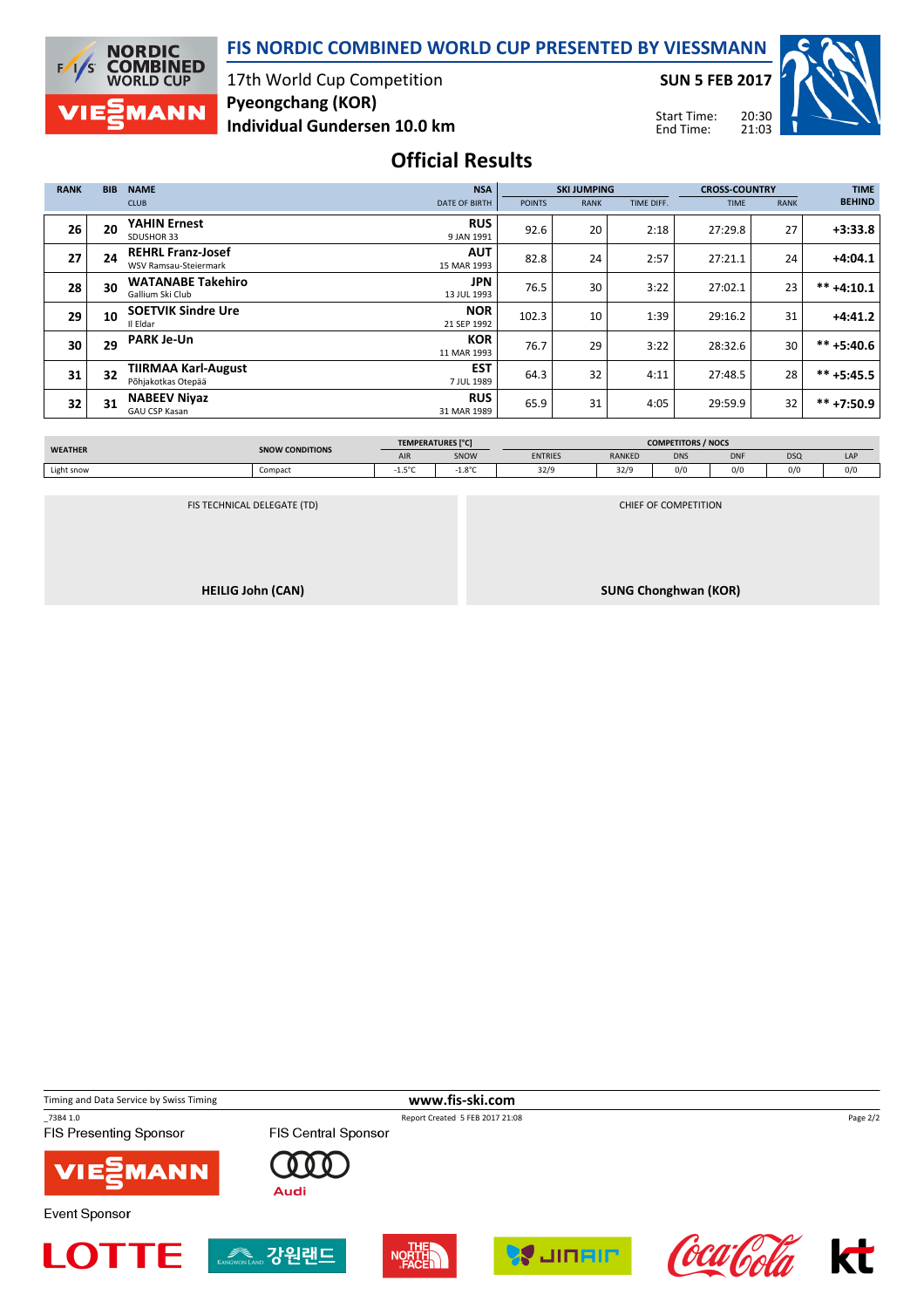## FIS NORDIC COMBINED WORLD CUP PRESENTED BY VIESSMANN

17th World Cup Competition
**Pyeongchang (KOR)**
**Individual Gundersen 10.0 km**

**SUN 5 FEB 2017**

Start Time: 20:30
End Time: 21:03

# Official Results

| RANK | BIB | NAME / CLUB | NSA / DATE OF BIRTH | SKI JUMPING POINTS | SKI JUMPING RANK | SKI JUMPING TIME DIFF. | CROSS-COUNTRY TIME | CROSS-COUNTRY RANK | TIME BEHIND |
|---|---|---|---|---|---|---|---|---|---|
| 26 | 20 | **YAHIN Ernest** SDUSHOR 33 | **RUS** 9 JAN 1991 | 92.6 | 20 | 2:18 | 27:29.8 | 27 | **+3:33.8** |
| 27 | 24 | **REHRL Franz-Josef** WSV Ramsau-Steiermark | **AUT** 15 MAR 1993 | 82.8 | 24 | 2:57 | 27:21.1 | 24 | **+4:04.1** |
| 28 | 30 | **WATANABE Takehiro** Gallium Ski Club | **JPN** 13 JUL 1993 | 76.5 | 30 | 3:22 | 27:02.1 | 23 | ** **+4:10.1** |
| 29 | 10 | **SOETVIK Sindre Ure** Il Eldar | **NOR** 21 SEP 1992 | 102.3 | 10 | 1:39 | 29:16.2 | 31 | **+4:41.2** |
| 30 | 29 | **PARK Je-Un** | **KOR** 11 MAR 1993 | 76.7 | 29 | 3:22 | 28:32.6 | 30 | ** **+5:40.6** |
| 31 | 32 | **TIIRMAA Karl-August** Põhjakotkas Otepää | **EST** 7 JUL 1989 | 64.3 | 32 | 4:11 | 27:48.5 | 28 | ** **+5:45.5** |
| 32 | 31 | **NABEEV Niyaz** GAU CSP Kasan | **RUS** 31 MAR 1989 | 65.9 | 31 | 4:05 | 29:59.9 | 32 | ** **+7:50.9** |

| WEATHER | SNOW CONDITIONS | TEMPERATURES [°C] AIR | TEMPERATURES [°C] SNOW | COMPETITORS / NOCS ENTRIES | RANKED | DNS | DNF | DSQ | LAP |
|---|---|---|---|---|---|---|---|---|---|
| Light snow | Compact | -1.5°C | -1.8°C | 32/9 | 32/9 | 0/0 | 0/0 | 0/0 | 0/0 |

| FIS TECHNICAL DELEGATE (TD) | CHIEF OF COMPETITION |
|---|---|
| **HEILIG John (CAN)** | **SUNG Chonghwan (KOR)** |

Timing and Data Service by Swiss Timing
www.fis-ski.com
_73B4 1.0
Report Created 5 FEB 2017 21:08

FIS Presenting Sponsor: VIESSMANN
FIS Central Sponsor: Audi
Event Sponsor: LOTTE, KANGWON LAND 강원랜드, THE NORTH FACE, JINAIR, Coca-Cola, kt